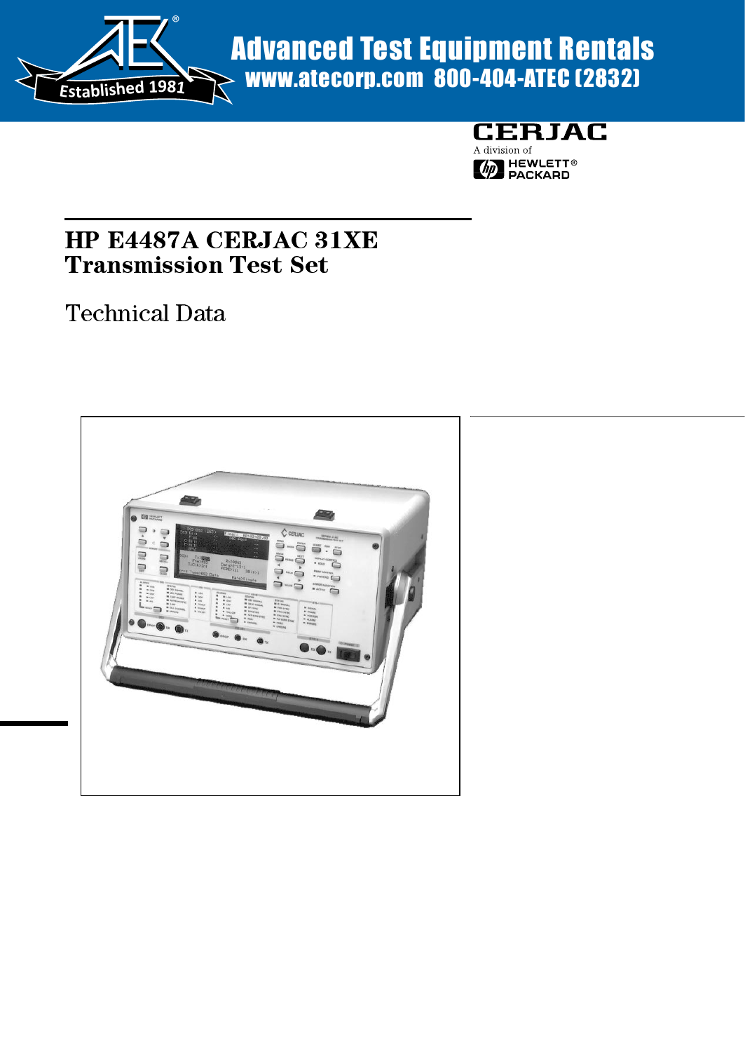Advanced Test Equipment Rentals
www.atecorp.com 800-404-ATEC (2832)

CERJAC
A division of
HEWLETT® PACKARD

# HP E4487A CERJAC 31XE Transmission Test Set

## Technical Data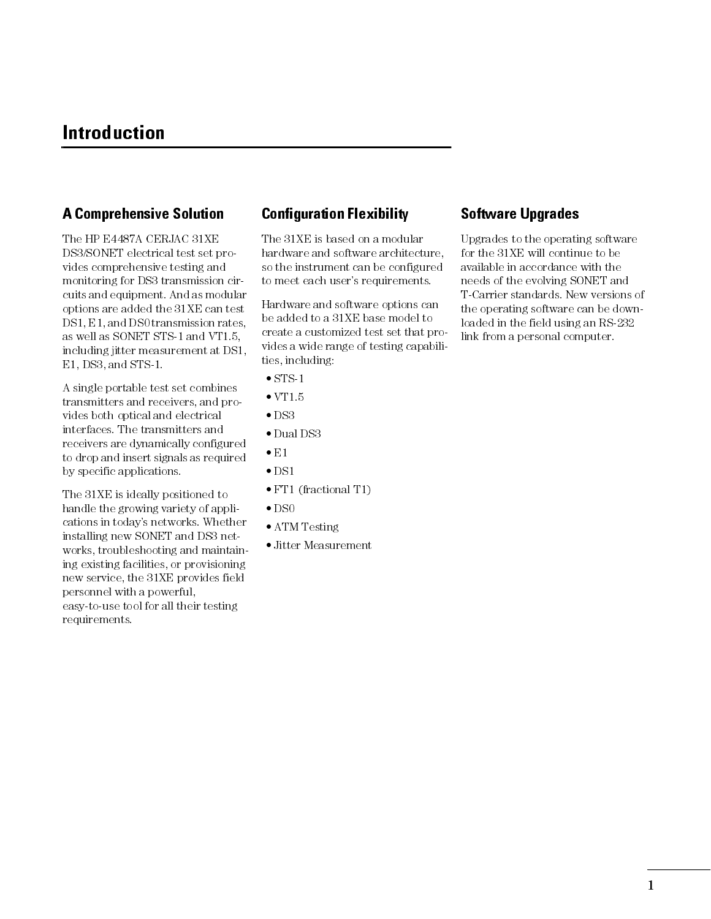# Introduction

## A Comprehensive Solution

The HP E4487A CERJAC 31XE DS3/SONET electrical test set provides comprehensive testing and monitoring for DS3 transmission circuits and equipment. And as modular options are added the 31XE can test DS1, E1, and DS0 transmission rates, as well as SONET STS-1 and VT1.5, including jitter measurement at DS1, E1, DS3, and STS-1.

A single portable test set combines transmitters and receivers, and provides both optical and electrical interfaces. The transmitters and receivers are dynamically configured to drop and insert signals as required by specific applications.

The 31XE is ideally positioned to handle the growing variety of applications in today's networks. Whether installing new SONET and DS3 networks, troubleshooting and maintaining existing facilities, or provisioning new service, the 31XE provides field personnel with a powerful, easy-to-use tool for all their testing requirements.

## Configuration Flexibility

The 31XE is based on a modular hardware and software architecture, so the instrument can be configured to meet each user's requirements.

Hardware and software options can be added to a 31XE base model to create a customized test set that provides a wide range of testing capabilities, including:

- STS-1
- VT1.5
- DS3
- Dual DS3
- E1
- DS1
- FT1 (fractional T1)
- DS0
- ATM Testing
- Jitter Measurement

## Software Upgrades

Upgrades to the operating software for the 31XE will continue to be available in accordance with the needs of the evolving SONET and T-Carrier standards. New versions of the operating software can be downloaded in the field using an RS-232 link from a personal computer.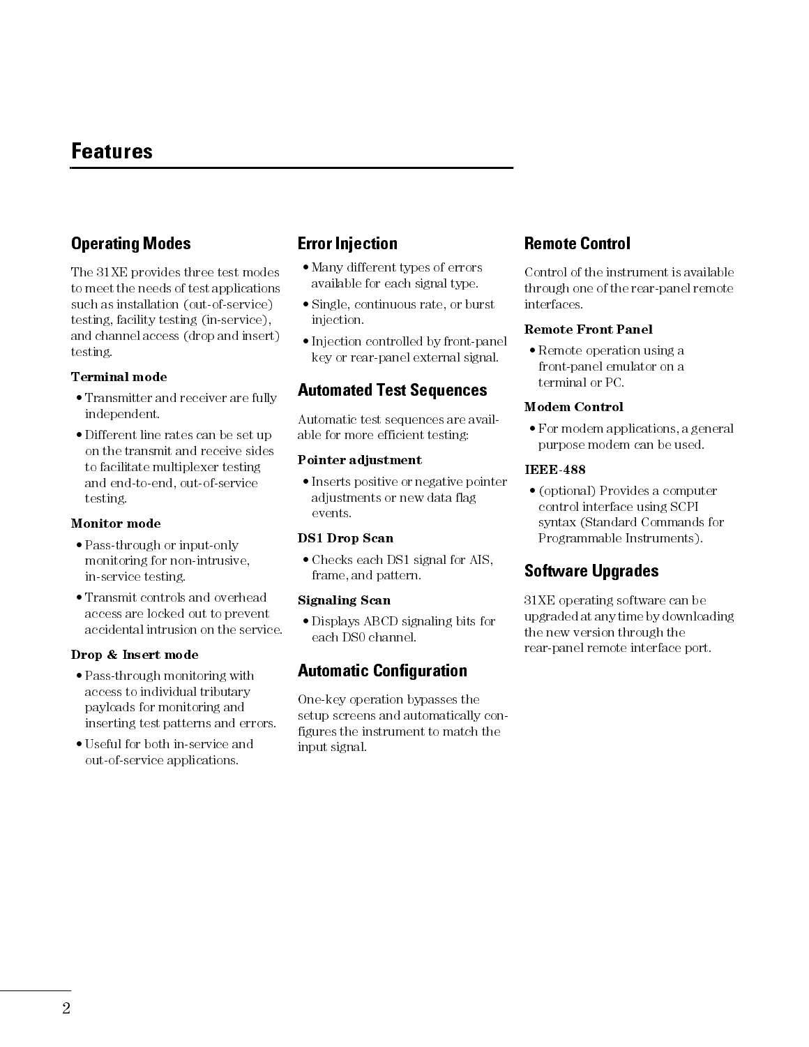# Features

## Operating Modes

The 31XE provides three test modes to meet the needs of test applications such as installation (out-of-service) testing, facility testing (in-service), and channel access (drop and insert) testing.

**Terminal mode**

- Transmitter and receiver are fully independent.
- Different line rates can be set up on the transmit and receive sides to facilitate multiplexer testing and end-to-end, out-of-service testing.

**Monitor mode**

- Pass-through or input-only monitoring for non-intrusive, in-service testing.
- Transmit controls and overhead access are locked out to prevent accidental intrusion on the service.

**Drop & Insert mode**

- Pass-through monitoring with access to individual tributary payloads for monitoring and inserting test patterns and errors.
- Useful for both in-service and out-of-service applications.

## Error Injection

- Many different types of errors available for each signal type.
- Single, continuous rate, or burst injection.
- Injection controlled by front-panel key or rear-panel external signal.

## Automated Test Sequences

Automatic test sequences are available for more efficient testing:

**Pointer adjustment**

- Inserts positive or negative pointer adjustments or new data flag events.

**DS1 Drop Scan**

- Checks each DS1 signal for AIS, frame, and pattern.

**Signaling Scan**

- Displays ABCD signaling bits for each DS0 channel.

## Automatic Configuration

One-key operation bypasses the setup screens and automatically configures the instrument to match the input signal.

## Remote Control

Control of the instrument is available through one of the rear-panel remote interfaces.

**Remote Front Panel**

- Remote operation using a front-panel emulator on a terminal or PC.

**Modem Control**

- For modem applications, a general purpose modem can be used.

**IEEE-488**

- (optional) Provides a computer control interface using SCPI syntax (Standard Commands for Programmable Instruments).

## Software Upgrades

31XE operating software can be upgraded at any time by downloading the new version through the rear-panel remote interface port.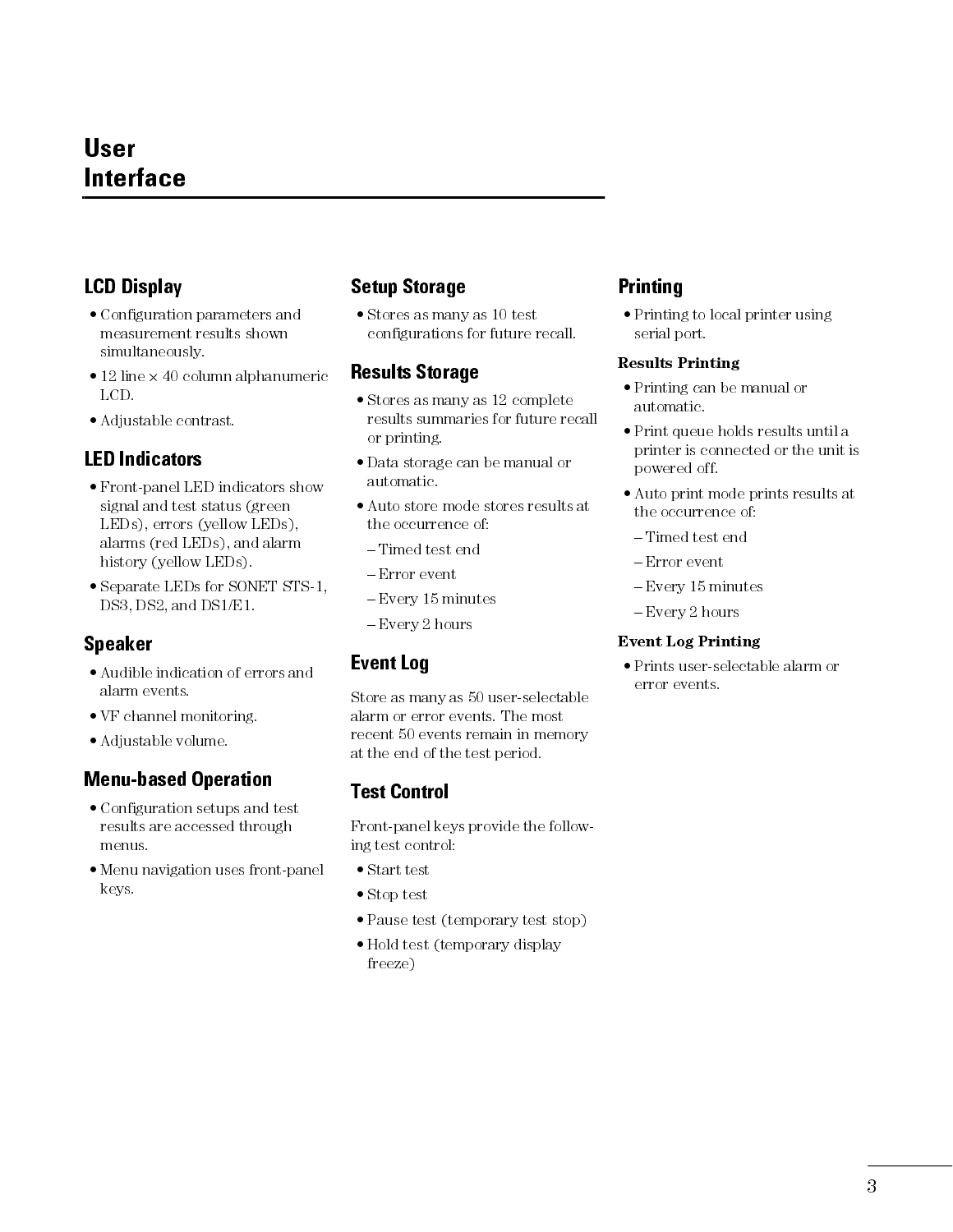# User Interface

## LCD Display

- Configuration parameters and measurement results shown simultaneously.
- 12 line × 40 column alphanumeric LCD.
- Adjustable contrast.

## LED Indicators

- Front-panel LED indicators show signal and test status (green LEDs), errors (yellow LEDs), alarms (red LEDs), and alarm history (yellow LEDs).
- Separate LEDs for SONET STS-1, DS3, DS2, and DS1/E1.

## Speaker

- Audible indication of errors and alarm events.
- VF channel monitoring.
- Adjustable volume.

## Menu-based Operation

- Configuration setups and test results are accessed through menus.
- Menu navigation uses front-panel keys.

## Setup Storage

- Stores as many as 10 test configurations for future recall.

## Results Storage

- Stores as many as 12 complete results summaries for future recall or printing.
- Data storage can be manual or automatic.
- Auto store mode stores results at the occurrence of:
  - Timed test end
  - Error event
  - Every 15 minutes
  - Every 2 hours

## Event Log

Store as many as 50 user-selectable alarm or error events. The most recent 50 events remain in memory at the end of the test period.

## Test Control

Front-panel keys provide the following test control:

- Start test
- Stop test
- Pause test (temporary test stop)
- Hold test (temporary display freeze)

## Printing

- Printing to local printer using serial port.

### Results Printing

- Printing can be manual or automatic.
- Print queue holds results until a printer is connected or the unit is powered off.
- Auto print mode prints results at the occurrence of:
  - Timed test end
  - Error event
  - Every 15 minutes
  - Every 2 hours

### Event Log Printing

- Prints user-selectable alarm or error events.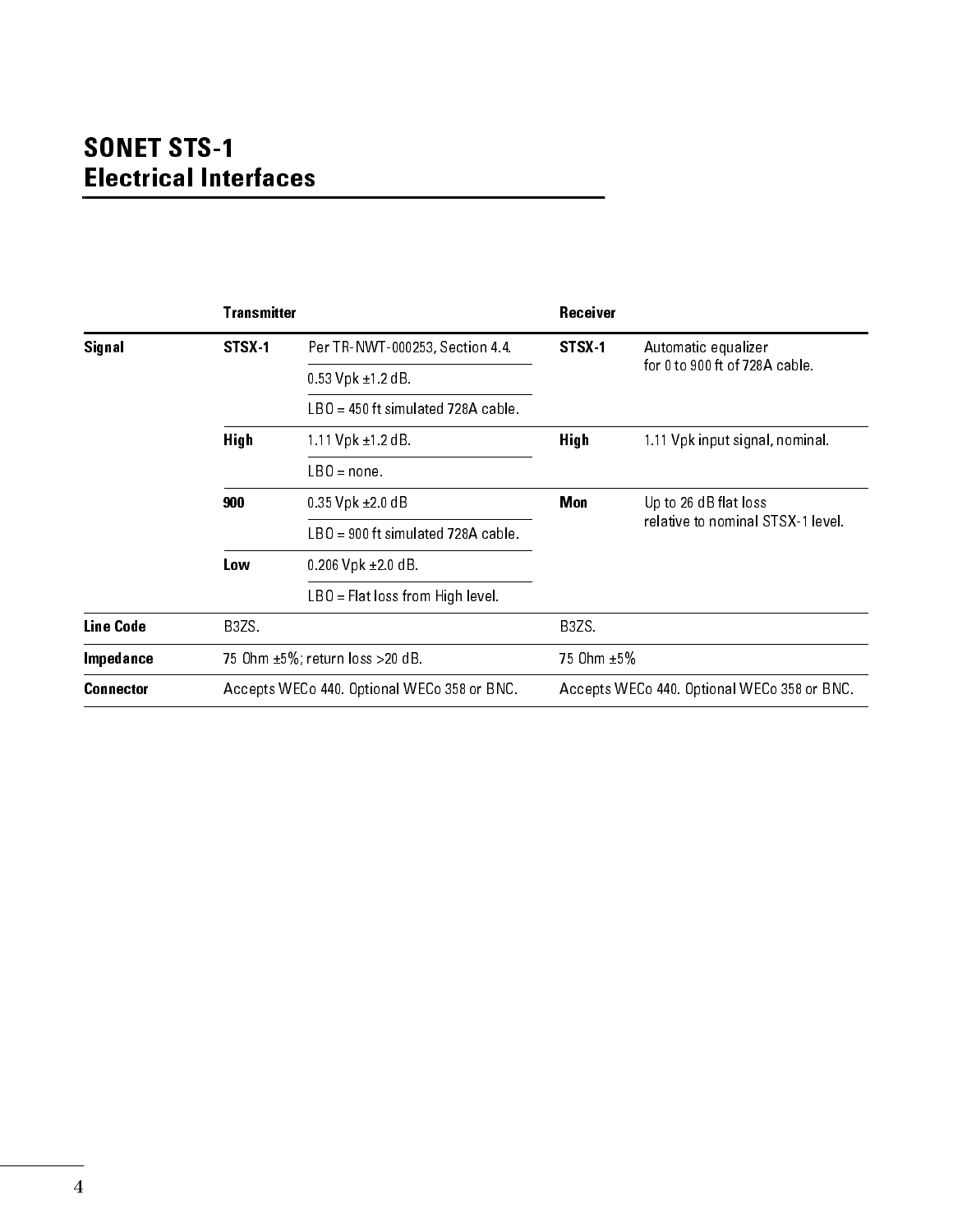# SONET STS-1 Electrical Interfaces

| | Transmitter | | Receiver | |
|---|---|---|---|---|
| **Signal** | **STSX-1** | Per TR-NWT-000253, Section 4.4. | **STSX-1** | Automatic equalizer for 0 to 900 ft of 728A cable. |
| | | 0.53 Vpk ±1.2 dB. | | |
| | | LBO = 450 ft simulated 728A cable. | | |
| | **High** | 1.11 Vpk ±1.2 dB. | **High** | 1.11 Vpk input signal, nominal. |
| | | LBO = none. | | |
| | **900** | 0.35 Vpk ±2.0 dB | **Mon** | Up to 26 dB flat loss relative to nominal STSX-1 level. |
| | | LBO = 900 ft simulated 728A cable. | | |
| | **Low** | 0.206 Vpk ±2.0 dB. | | |
| | | LBO = Flat loss from High level. | | |
| **Line Code** | B3ZS. | | B3ZS. | |
| **Impedance** | 75 Ohm ±5%; return loss >20 dB. | | 75 Ohm ±5% | |
| **Connector** | Accepts WECo 440. Optional WECo 358 or BNC. | | Accepts WECo 440. Optional WECo 358 or BNC. | |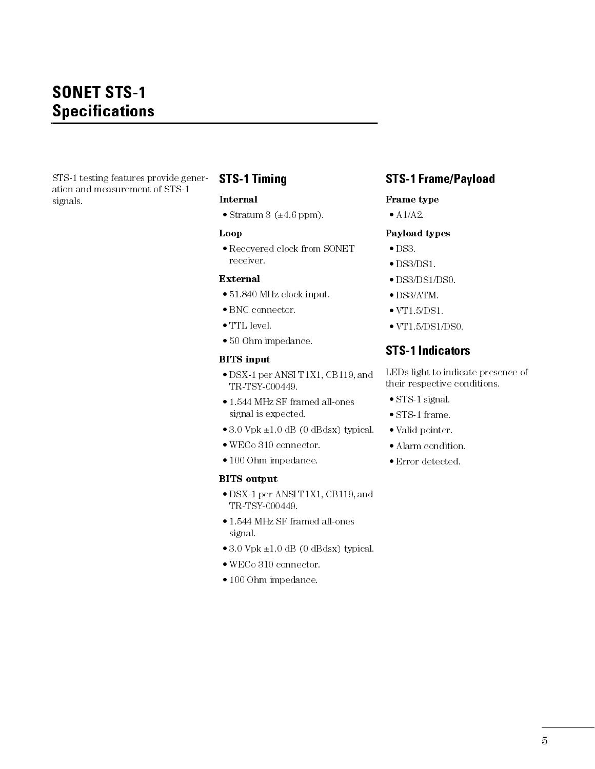# SONET STS-1 Specifications

STS-1 testing features provide generation and measurement of STS-1 signals.

## STS-1 Timing

**Internal**

- Stratum 3 (±4.6 ppm).

**Loop**

- Recovered clock from SONET receiver.

**External**

- 51.840 MHz clock input.
- BNC connector.
- TTL level.
- 50 Ohm impedance.

**BITS input**

- DSX-1 per ANSI T1X1, CB119, and TR-TSY-000449.
- 1.544 MHz SF framed all-ones signal is expected.
- 3.0 Vpk ±1.0 dB (0 dBdsx) typical.
- WECo 310 connector.
- 100 Ohm impedance.

**BITS output**

- DSX-1 per ANSI T1X1, CB119, and TR-TSY-000449.
- 1.544 MHz SF framed all-ones signal.
- 3.0 Vpk ±1.0 dB (0 dBdsx) typical.
- WECo 310 connector.
- 100 Ohm impedance.

## STS-1 Frame/Payload

**Frame type**

- A1/A2.

**Payload types**

- DS3.
- DS3/DS1.
- DS3/DS1/DS0.
- DS3/ATM.
- VT1.5/DS1.
- VT1.5/DS1/DS0.

## STS-1 Indicators

LEDs light to indicate presence of their respective conditions.

- STS-1 signal.
- STS-1 frame.
- Valid pointer.
- Alarm condition.
- Error detected.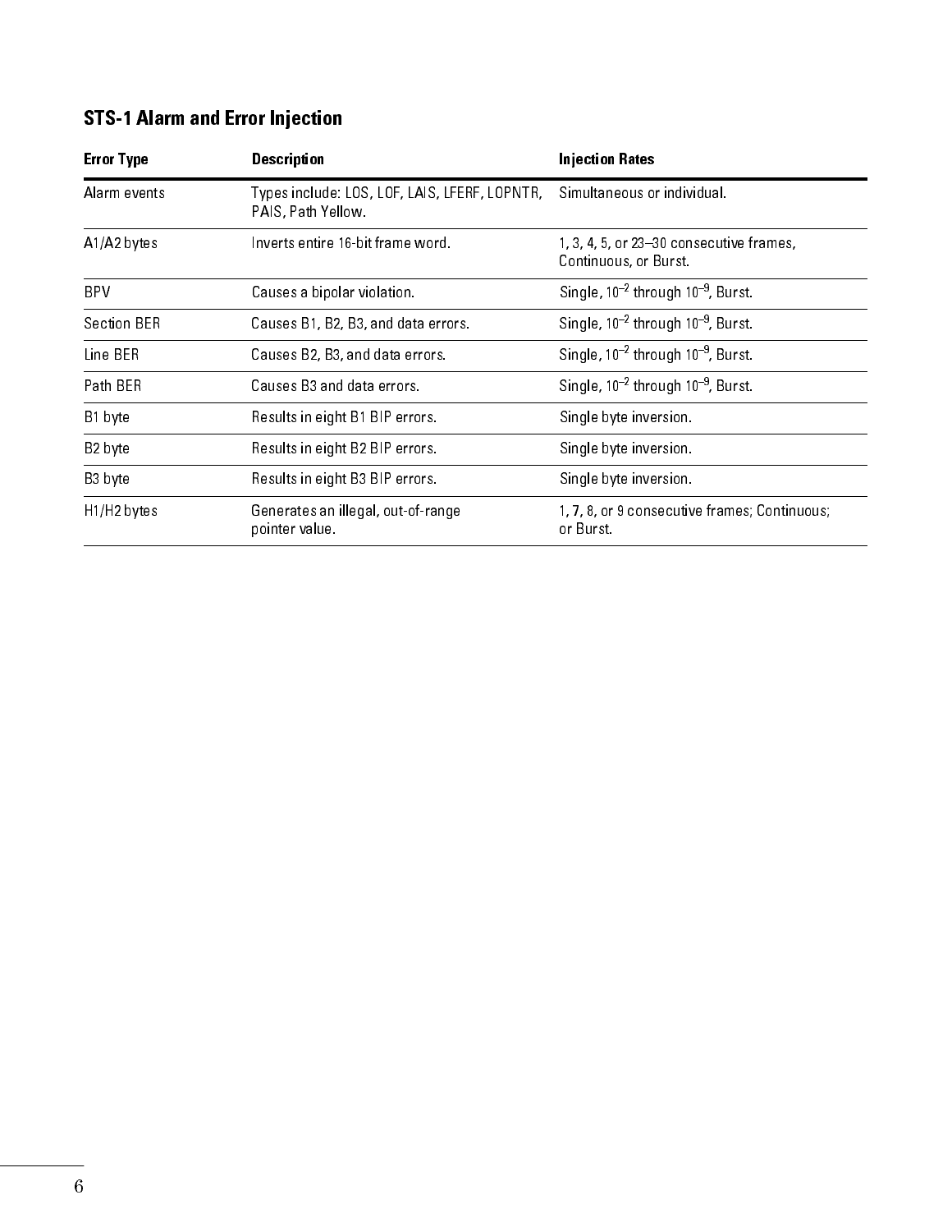## STS-1 Alarm and Error Injection

| Error Type | Description | Injection Rates |
|---|---|---|
| Alarm events | Types include: LOS, LOF, LAIS, LFERF, LOPNTR, PAIS, Path Yellow. | Simultaneous or individual. |
| A1/A2 bytes | Inverts entire 16-bit frame word. | 1, 3, 4, 5, or 23–30 consecutive frames, Continuous, or Burst. |
| BPV | Causes a bipolar violation. | Single, $10^{-2}$ through $10^{-9}$, Burst. |
| Section BER | Causes B1, B2, B3, and data errors. | Single, $10^{-2}$ through $10^{-9}$, Burst. |
| Line BER | Causes B2, B3, and data errors. | Single, $10^{-2}$ through $10^{-9}$, Burst. |
| Path BER | Causes B3 and data errors. | Single, $10^{-2}$ through $10^{-9}$, Burst. |
| B1 byte | Results in eight B1 BIP errors. | Single byte inversion. |
| B2 byte | Results in eight B2 BIP errors. | Single byte inversion. |
| B3 byte | Results in eight B3 BIP errors. | Single byte inversion. |
| H1/H2 bytes | Generates an illegal, out-of-range pointer value. | 1, 7, 8, or 9 consecutive frames; Continuous; or Burst. |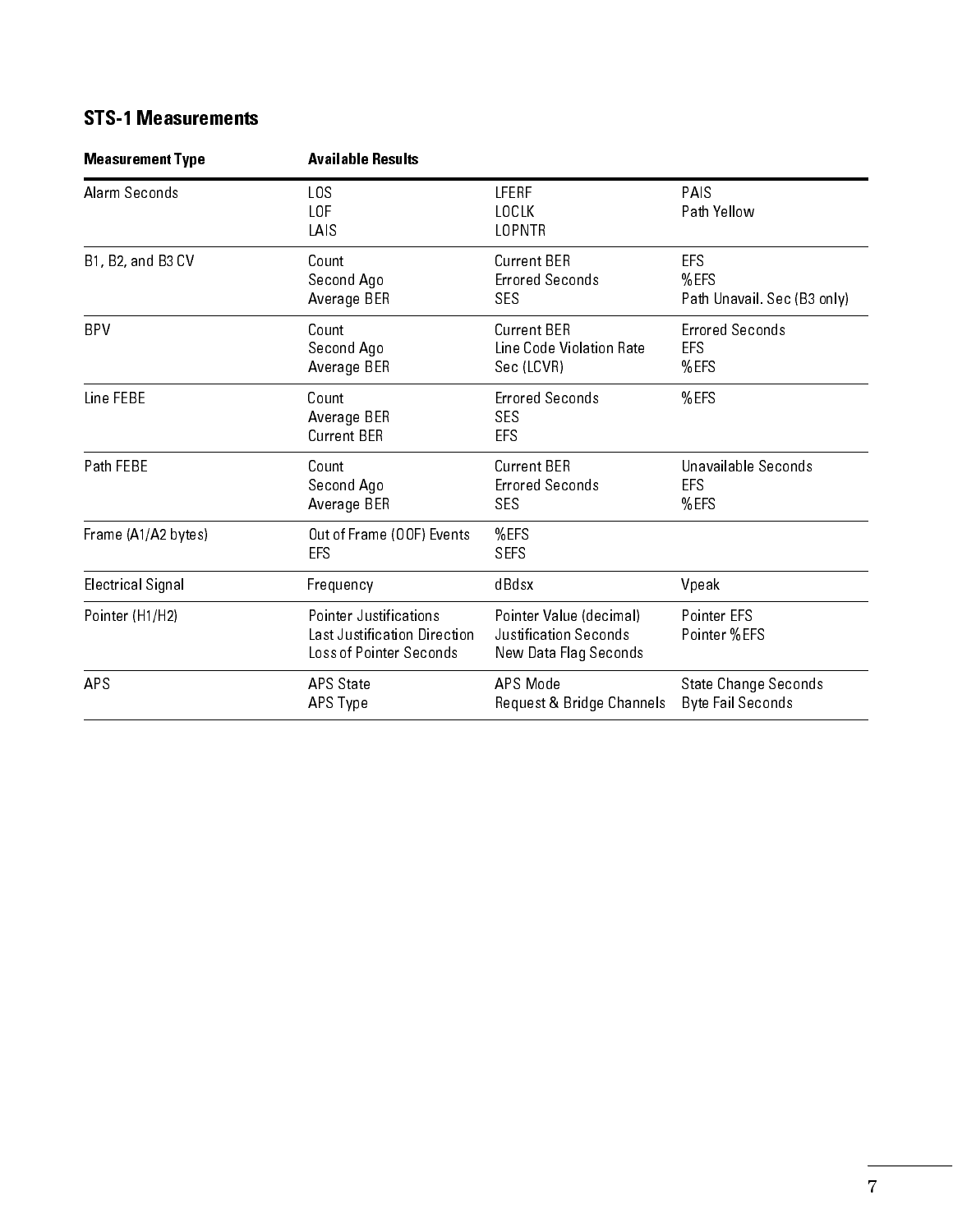## STS-1 Measurements

| Measurement Type | Available Results | | |
|---|---|---|---|
| Alarm Seconds | LOS<br>LOF<br>LAIS | LFERF<br>LOCLK<br>LOPNTR | PAIS<br>Path Yellow |
| B1, B2, and B3 CV | Count<br>Second Ago<br>Average BER | Current BER<br>Errored Seconds<br>SES | EFS<br>%EFS<br>Path Unavail. Sec (B3 only) |
| BPV | Count<br>Second Ago<br>Average BER | Current BER<br>Line Code Violation Rate<br>Sec (LCVR) | Errored Seconds<br>EFS<br>%EFS |
| Line FEBE | Count<br>Average BER<br>Current BER | Errored Seconds<br>SES<br>EFS | %EFS |
| Path FEBE | Count<br>Second Ago<br>Average BER | Current BER<br>Errored Seconds<br>SES | Unavailable Seconds<br>EFS<br>%EFS |
| Frame (A1/A2 bytes) | Out of Frame (OOF) Events<br>EFS | %EFS<br>SEFS | |
| Electrical Signal | Frequency | dBdsx | Vpeak |
| Pointer (H1/H2) | Pointer Justifications<br>Last Justification Direction<br>Loss of Pointer Seconds | Pointer Value (decimal)<br>Justification Seconds<br>New Data Flag Seconds | Pointer EFS<br>Pointer %EFS |
| APS | APS State<br>APS Type | APS Mode<br>Request & Bridge Channels | State Change Seconds<br>Byte Fail Seconds |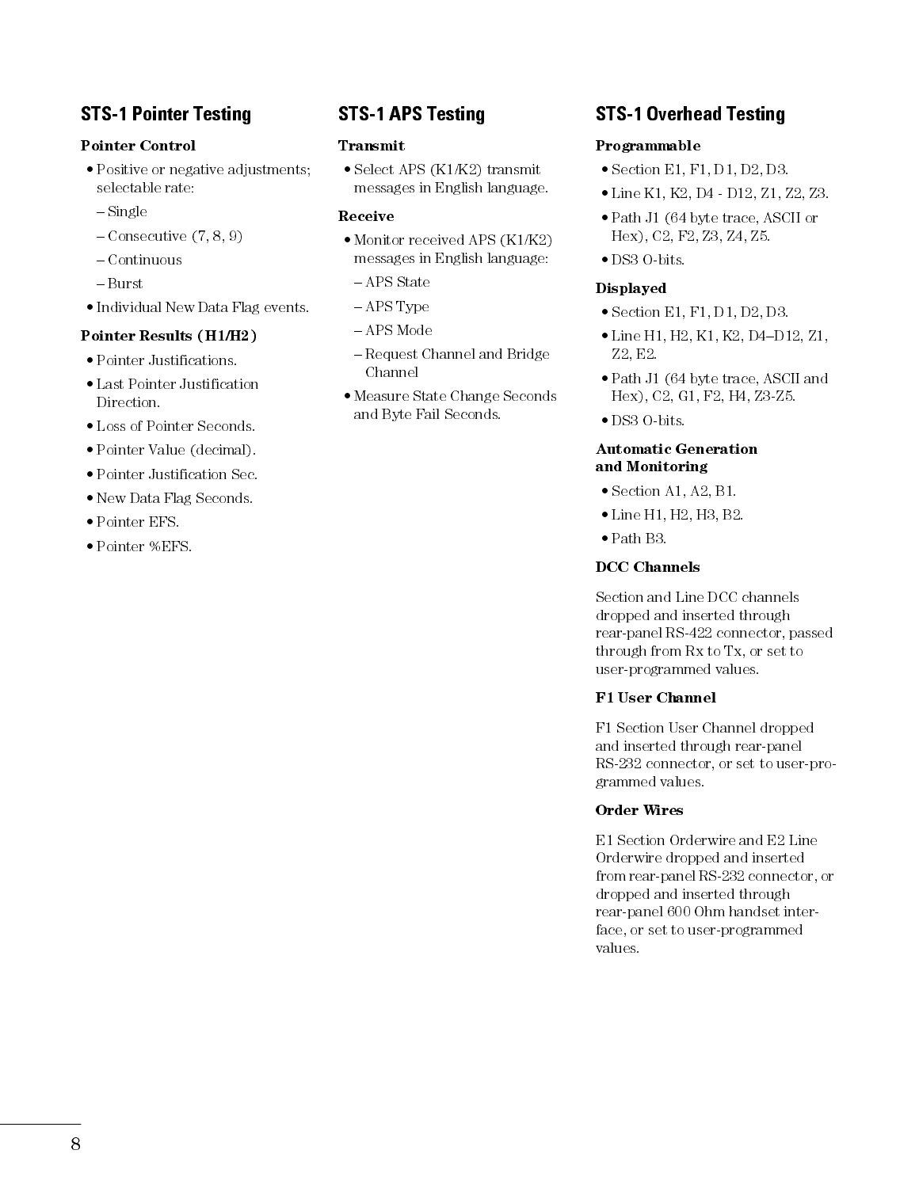## STS-1 Pointer Testing

**Pointer Control**

- Positive or negative adjustments; selectable rate:
  - Single
  - Consecutive (7, 8, 9)
  - Continuous
  - Burst
- Individual New Data Flag events.

**Pointer Results (H1/H2)**

- Pointer Justifications.
- Last Pointer Justification Direction.
- Loss of Pointer Seconds.
- Pointer Value (decimal).
- Pointer Justification Sec.
- New Data Flag Seconds.
- Pointer EFS.
- Pointer %EFS.

## STS-1 APS Testing

**Transmit**

- Select APS (K1/K2) transmit messages in English language.

**Receive**

- Monitor received APS (K1/K2) messages in English language:
  - APS State
  - APS Type
  - APS Mode
  - Request Channel and Bridge Channel
- Measure State Change Seconds and Byte Fail Seconds.

## STS-1 Overhead Testing

**Programmable**

- Section E1, F1, D1, D2, D3.
- Line K1, K2, D4 - D12, Z1, Z2, Z3.
- Path J1 (64 byte trace, ASCII or Hex), C2, F2, Z3, Z4, Z5.
- DS3 O-bits.

**Displayed**

- Section E1, F1, D1, D2, D3.
- Line H1, H2, K1, K2, D4–D12, Z1, Z2, E2.
- Path J1 (64 byte trace, ASCII and Hex), C2, G1, F2, H4, Z3-Z5.
- DS3 O-bits.

**Automatic Generation and Monitoring**

- Section A1, A2, B1.
- Line H1, H2, H3, B2.
- Path B3.

**DCC Channels**

Section and Line DCC channels dropped and inserted through rear-panel RS-422 connector, passed through from Rx to Tx, or set to user-programmed values.

**F1 User Channel**

F1 Section User Channel dropped and inserted through rear-panel RS-232 connector, or set to user-programmed values.

**Order Wires**

E1 Section Orderwire and E2 Line Orderwire dropped and inserted from rear-panel RS-232 connector, or dropped and inserted through rear-panel 600 Ohm handset interface, or set to user-programmed values.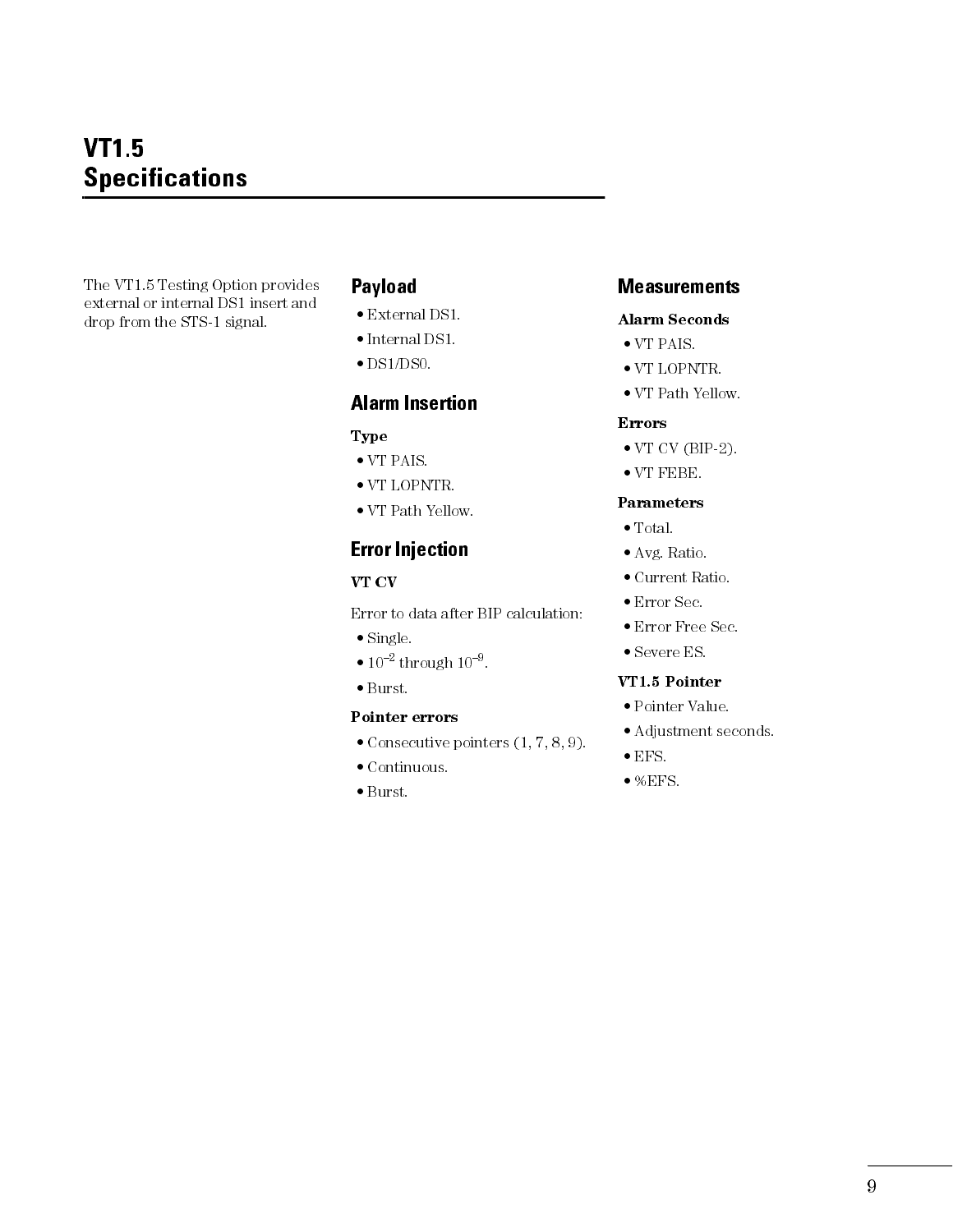# VT1.5 Specifications

The VT1.5 Testing Option provides external or internal DS1 insert and drop from the STS-1 signal.

## Payload

- External DS1.
- Internal DS1.
- DS1/DS0.

## Alarm Insertion

**Type**

- VT PAIS.
- VT LOPNTR.
- VT Path Yellow.

## Error Injection

**VT CV**

Error to data after BIP calculation:

- Single.
- $10^{-2}$ through $10^{-9}$.
- Burst.

**Pointer errors**

- Consecutive pointers (1, 7, 8, 9).
- Continuous.
- Burst.

## Measurements

**Alarm Seconds**

- VT PAIS.
- VT LOPNTR.
- VT Path Yellow.

**Errors**

- VT CV (BIP-2).
- VT FEBE.

**Parameters**

- Total.
- Avg. Ratio.
- Current Ratio.
- Error Sec.
- Error Free Sec.
- Severe ES.

**VT1.5 Pointer**

- Pointer Value.
- Adjustment seconds.
- EFS.
- %EFS.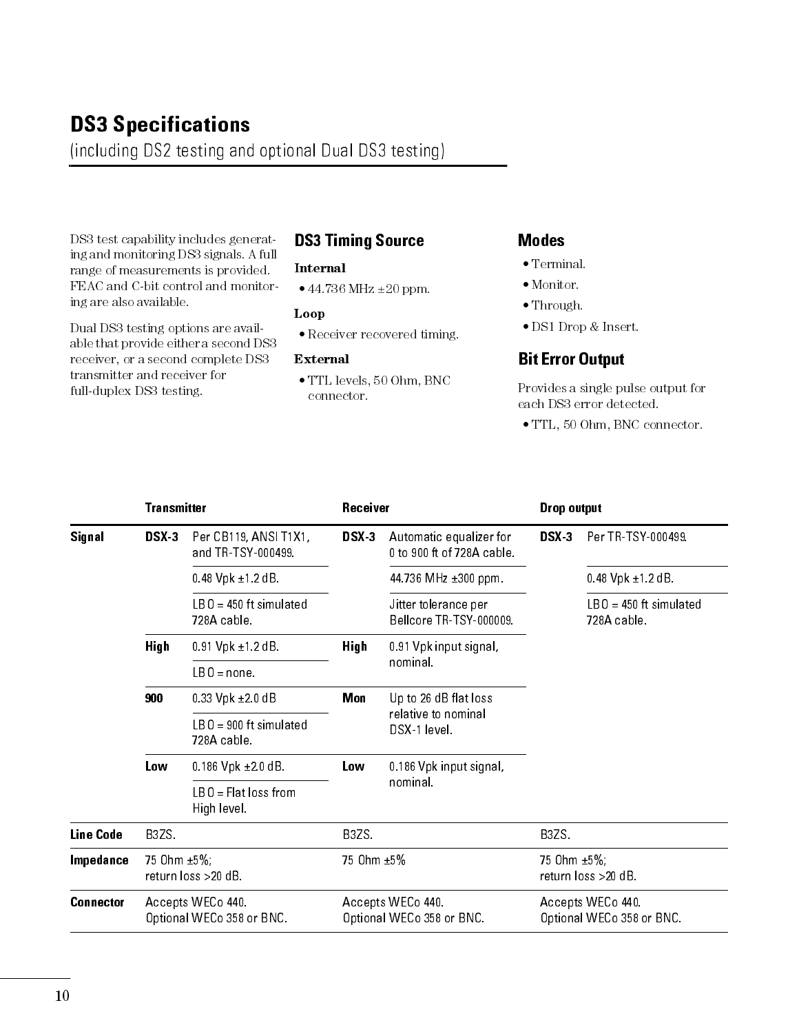## DS3 Specifications

(including DS2 testing and optional Dual DS3 testing)

DS3 test capability includes generating and monitoring DS3 signals. A full range of measurements is provided. FEAC and C-bit control and monitoring are also available.

Dual DS3 testing options are available that provide either a second DS3 receiver, or a second complete DS3 transmitter and receiver for full-duplex DS3 testing.

### DS3 Timing Source

**Internal**

- 44.736 MHz ±20 ppm.

**Loop**

- Receiver recovered timing.

**External**

- TTL levels, 50 Ohm, BNC connector.

### Modes

- Terminal.
- Monitor.
- Through.
- DS1 Drop & Insert.

### Bit Error Output

Provides a single pulse output for each DS3 error detected.

- TTL, 50 Ohm, BNC connector.

| | Transmitter | | Receiver | | Drop output | |
|---|---|---|---|---|---|---|
| **Signal** | **DSX-3** | Per CB119, ANSI T1X1, and TR-TSY-000499. | **DSX-3** | Automatic equalizer for 0 to 900 ft of 728A cable. | **DSX-3** | Per TR-TSY-000499. |
| | | 0.48 Vpk ±1.2 dB. | | 44.736 MHz ±300 ppm. | | 0.48 Vpk ±1.2 dB. |
| | | LBO = 450 ft simulated 728A cable. | | Jitter tolerance per Bellcore TR-TSY-000009. | | LBO = 450 ft simulated 728A cable. |
| | **High** | 0.91 Vpk ±1.2 dB. | **High** | 0.91 Vpk input signal, nominal. | | |
| | | LBO = none. | | | | |
| | **900** | 0.33 Vpk ±2.0 dB | **Mon** | Up to 26 dB flat loss relative to nominal DSX-1 level. | | |
| | | LBO = 900 ft simulated 728A cable. | | | | |
| | **Low** | 0.186 Vpk ±2.0 dB. | **Low** | 0.186 Vpk input signal, nominal. | | |
| | | LBO = Flat loss from High level. | | | | |
| **Line Code** | B3ZS. | | B3ZS. | | B3ZS. | |
| **Impedance** | 75 Ohm ±5%; return loss >20 dB. | | 75 Ohm ±5% | | 75 Ohm ±5%; return loss >20 dB. | |
| **Connector** | Accepts WECo 440. Optional WECo 358 or BNC. | | Accepts WECo 440. Optional WECo 358 or BNC. | | Accepts WECo 440. Optional WECo 358 or BNC. | |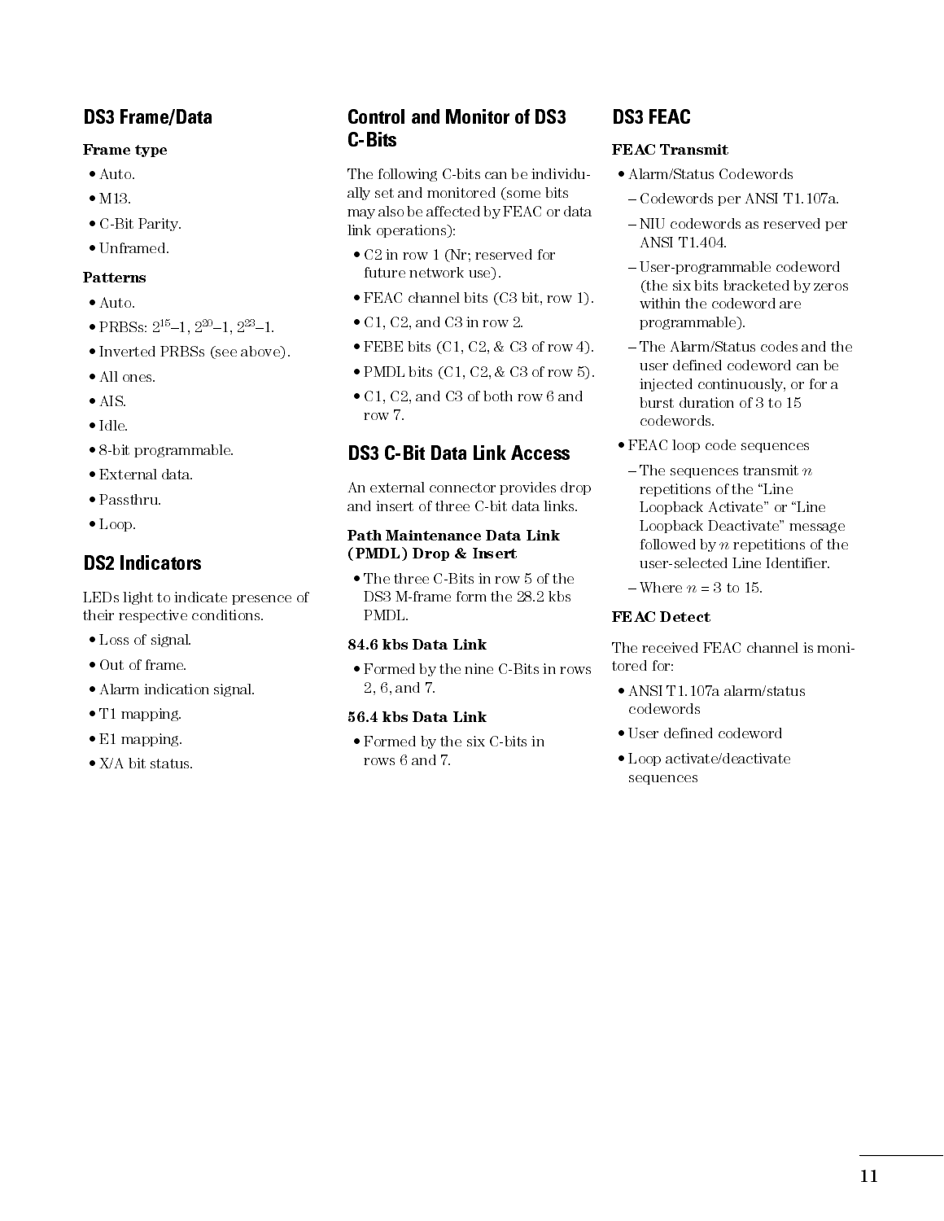## DS3 Frame/Data

**Frame type**

- Auto.
- M13.
- C-Bit Parity.
- Unframed.

**Patterns**

- Auto.
- PRBSs: $2^{15}$–1, $2^{20}$–1, $2^{23}$–1.
- Inverted PRBSs (see above).
- All ones.
- AIS.
- Idle.
- 8-bit programmable.
- External data.
- Passthru.
- Loop.

## DS2 Indicators

LEDs light to indicate presence of their respective conditions.

- Loss of signal.
- Out of frame.
- Alarm indication signal.
- T1 mapping.
- E1 mapping.
- X/A bit status.

## Control and Monitor of DS3 C-Bits

The following C-bits can be individually set and monitored (some bits may also be affected by FEAC or data link operations):

- C2 in row 1 (Nr; reserved for future network use).
- FEAC channel bits (C3 bit, row 1).
- C1, C2, and C3 in row 2.
- FEBE bits (C1, C2, & C3 of row 4).
- PMDL bits (C1, C2, & C3 of row 5).
- C1, C2, and C3 of both row 6 and row 7.

## DS3 C-Bit Data Link Access

An external connector provides drop and insert of three C-bit data links.

**Path Maintenance Data Link (PMDL) Drop & Insert**

- The three C-Bits in row 5 of the DS3 M-frame form the 28.2 kbs PMDL.

**84.6 kbs Data Link**

- Formed by the nine C-Bits in rows 2, 6, and 7.

**56.4 kbs Data Link**

- Formed by the six C-bits in rows 6 and 7.

## DS3 FEAC

**FEAC Transmit**

- Alarm/Status Codewords
  - Codewords per ANSI T1.107a.
  - NIU codewords as reserved per ANSI T1.404.
  - User-programmable codeword (the six bits bracketed by zeros within the codeword are programmable).
  - The Alarm/Status codes and the user defined codeword can be injected continuously, or for a burst duration of 3 to 15 codewords.
- FEAC loop code sequences
  - The sequences transmit $n$ repetitions of the "Line Loopback Activate" or "Line Loopback Deactivate" message followed by $n$ repetitions of the user-selected Line Identifier.
  - Where $n$ = 3 to 15.

**FEAC Detect**

The received FEAC channel is monitored for:

- ANSI T1.107a alarm/status codewords
- User defined codeword
- Loop activate/deactivate sequences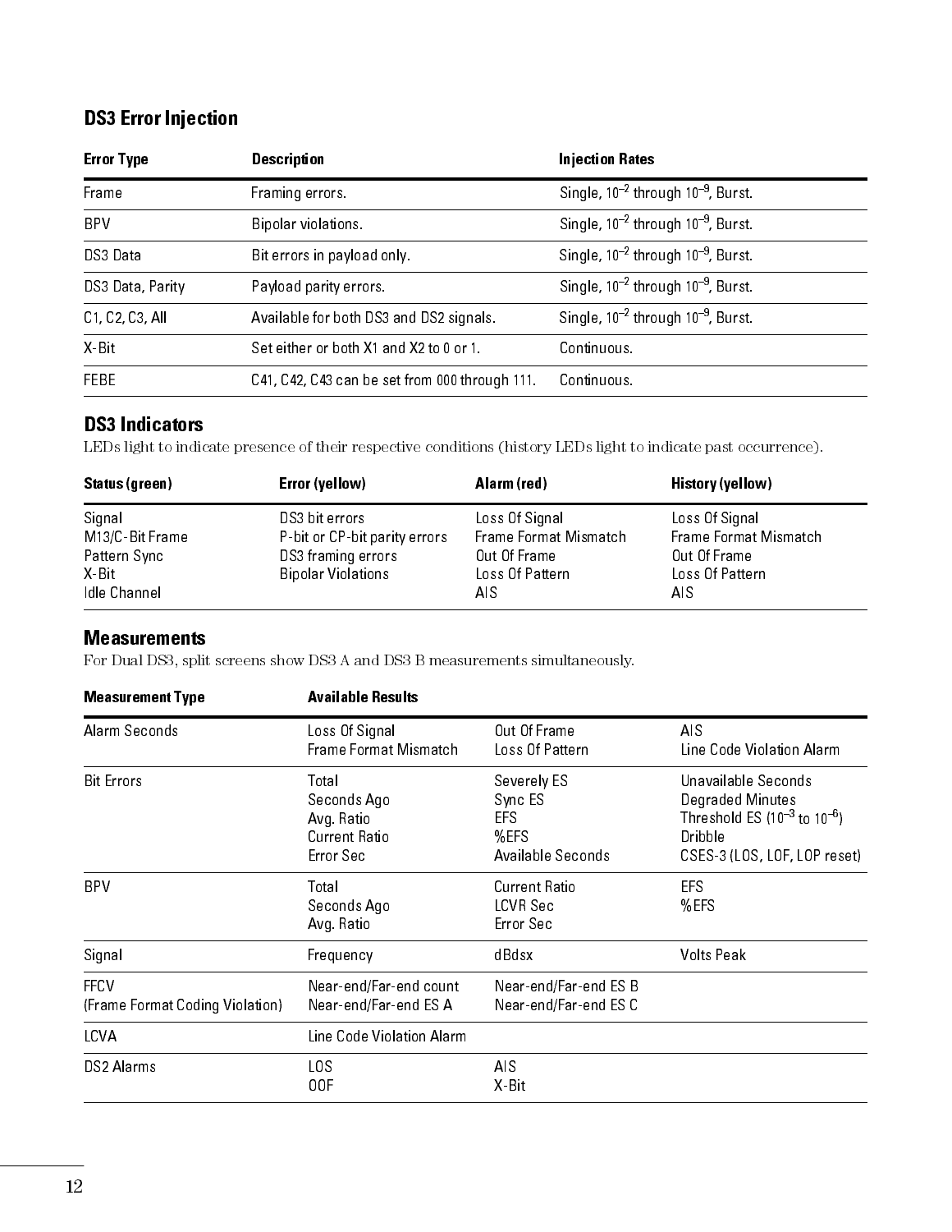## DS3 Error Injection

| Error Type | Description | Injection Rates |
|---|---|---|
| Frame | Framing errors. | Single, $10^{-2}$ through $10^{-9}$, Burst. |
| BPV | Bipolar violations. | Single, $10^{-2}$ through $10^{-9}$, Burst. |
| DS3 Data | Bit errors in payload only. | Single, $10^{-2}$ through $10^{-9}$, Burst. |
| DS3 Data, Parity | Payload parity errors. | Single, $10^{-2}$ through $10^{-9}$, Burst. |
| C1, C2, C3, All | Available for both DS3 and DS2 signals. | Single, $10^{-2}$ through $10^{-9}$, Burst. |
| X-Bit | Set either or both X1 and X2 to 0 or 1. | Continuous. |
| FEBE | C41, C42, C43 can be set from 000 through 111. | Continuous. |

## DS3 Indicators

LEDs light to indicate presence of their respective conditions (history LEDs light to indicate past occurrence).

| Status (green) | Error (yellow) | Alarm (red) | History (yellow) |
|---|---|---|---|
| Signal<br>M13/C-Bit Frame<br>Pattern Sync<br>X-Bit<br>Idle Channel | DS3 bit errors<br>P-bit or CP-bit parity errors<br>DS3 framing errors<br>Bipolar Violations | Loss Of Signal<br>Frame Format Mismatch<br>Out Of Frame<br>Loss Of Pattern<br>AIS | Loss Of Signal<br>Frame Format Mismatch<br>Out Of Frame<br>Loss Of Pattern<br>AIS |

## Measurements

For Dual DS3, split screens show DS3 A and DS3 B measurements simultaneously.

| Measurement Type | Available Results | | |
|---|---|---|---|
| Alarm Seconds | Loss Of Signal<br>Frame Format Mismatch | Out Of Frame<br>Loss Of Pattern | AIS<br>Line Code Violation Alarm |
| Bit Errors | Total<br>Seconds Ago<br>Avg. Ratio<br>Current Ratio<br>Error Sec | Severely ES<br>Sync ES<br>EFS<br>%EFS<br>Available Seconds | Unavailable Seconds<br>Degraded Minutes<br>Threshold ES ($10^{-3}$ to $10^{-6}$)<br>Dribble<br>CSES-3 (LOS, LOF, LOP reset) |
| BPV | Total<br>Seconds Ago<br>Avg. Ratio | Current Ratio<br>LCVR Sec<br>Error Sec | EFS<br>%EFS |
| Signal | Frequency | dBdsx | Volts Peak |
| FFCV<br>(Frame Format Coding Violation) | Near-end/Far-end count<br>Near-end/Far-end ES A | Near-end/Far-end ES B<br>Near-end/Far-end ES C | |
| LCVA | Line Code Violation Alarm | | |
| DS2 Alarms | LOS<br>OOF | AIS<br>X-Bit | |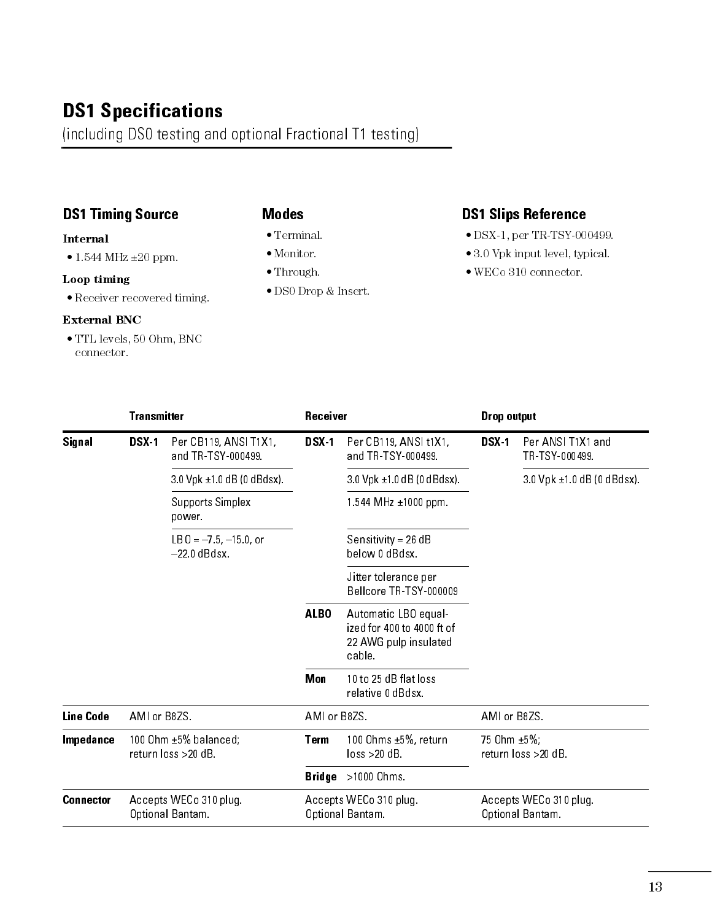# DS1 Specifications

(including DS0 testing and optional Fractional T1 testing)

## DS1 Timing Source

**Internal**

- 1.544 MHz ±20 ppm.

**Loop timing**

- Receiver recovered timing.

**External BNC**

- TTL levels, 50 Ohm, BNC connector.

## Modes

- Terminal.
- Monitor.
- Through.
- DS0 Drop & Insert.

## DS1 Slips Reference

- DSX-1, per TR-TSY-000499.
- 3.0 Vpk input level, typical.
- WECo 310 connector.

| | Transmitter | | Receiver | | Drop output | |
|---|---|---|---|---|---|---|
| **Signal** | **DSX-1** | Per CB119, ANSI T1X1, and TR-TSY-000499. | **DSX-1** | Per CB119, ANSI t1X1, and TR-TSY-000499. | **DSX-1** | Per ANSI T1X1 and TR-TSY-000499. |
| | | 3.0 Vpk ±1.0 dB (0 dBdsx). | | 3.0 Vpk ±1.0 dB (0 dBdsx). | | 3.0 Vpk ±1.0 dB (0 dBdsx). |
| | | Supports Simplex power. | | 1.544 MHz ±1000 ppm. | | |
| | | LBO = –7.5, –15.0, or –22.0 dBdsx. | | Sensitivity = 26 dB below 0 dBdsx. | | |
| | | | | Jitter tolerance per Bellcore TR-TSY-000009 | | |
| | | | **ALBO** | Automatic LBO equalized for 400 to 4000 ft of 22 AWG pulp insulated cable. | | |
| | | | **Mon** | 10 to 25 dB flat loss relative 0 dBdsx. | | |
| **Line Code** | AMI or B8ZS. | | AMI or B8ZS. | | AMI or B8ZS. | |
| **Impedance** | 100 Ohm ±5% balanced; return loss >20 dB. | | **Term** | 100 Ohms ±5%, return loss >20 dB. | 75 Ohm ±5%; return loss >20 dB. | |
| | | | **Bridge** | >1000 Ohms. | | |
| **Connector** | Accepts WECo 310 plug. Optional Bantam. | | Accepts WECo 310 plug. Optional Bantam. | | Accepts WECo 310 plug. Optional Bantam. | |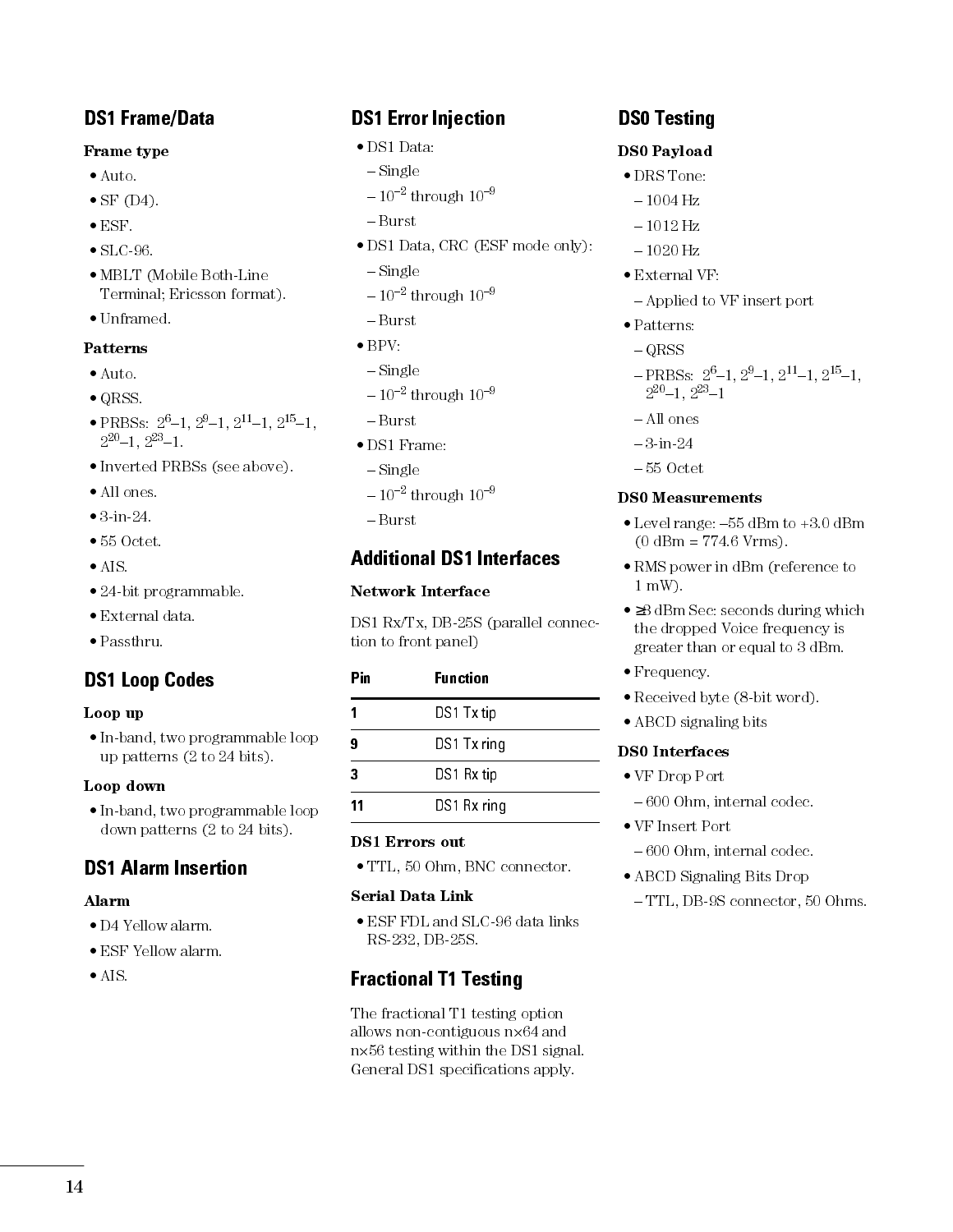## DS1 Frame/Data

**Frame type**

- Auto.
- SF (D4).
- ESF.
- SLC-96.
- MBLT (Mobile Both-Line Terminal; Ericsson format).
- Unframed.

**Patterns**

- Auto.
- QRSS.
- PRBSs: $2^6$–1, $2^9$–1, $2^{11}$–1, $2^{15}$–1, $2^{20}$–1, $2^{23}$–1.
- Inverted PRBSs (see above).
- All ones.
- 3-in-24.
- 55 Octet.
- AIS.
- 24-bit programmable.
- External data.
- Passthru.

## DS1 Loop Codes

**Loop up**

- In-band, two programmable loop up patterns (2 to 24 bits).

**Loop down**

- In-band, two programmable loop down patterns (2 to 24 bits).

## DS1 Alarm Insertion

**Alarm**

- D4 Yellow alarm.
- ESF Yellow alarm.
- AIS.

## DS1 Error Injection

- DS1 Data:
  - Single
  - $10^{-2}$ through $10^{-9}$
  - Burst
- DS1 Data, CRC (ESF mode only):
  - Single
  - $10^{-2}$ through $10^{-9}$
  - Burst
- BPV:
  - Single
  - $10^{-2}$ through $10^{-9}$
  - Burst
- DS1 Frame:
  - Single
  - $10^{-2}$ through $10^{-9}$
  - Burst

## Additional DS1 Interfaces

**Network Interface**

DS1 Rx/Tx, DB-25S (parallel connection to front panel)

| Pin | Function |
|---|---|
| 1 | DS1 Tx tip |
| 9 | DS1 Tx ring |
| 3 | DS1 Rx tip |
| 11 | DS1 Rx ring |

**DS1 Errors out**

- TTL, 50 Ohm, BNC connector.

**Serial Data Link**

- ESF FDL and SLC-96 data links RS-232, DB-25S.

## Fractional T1 Testing

The fractional T1 testing option allows non-contiguous n×64 and n×56 testing within the DS1 signal. General DS1 specifications apply.

## DS0 Testing

**DS0 Payload**

- DRS Tone:
  - 1004 Hz
  - 1012 Hz
  - 1020 Hz
- External VF:
  - Applied to VF insert port
- Patterns:
  - QRSS
  - PRBSs: $2^6$–1, $2^9$–1, $2^{11}$–1, $2^{15}$–1, $2^{20}$–1, $2^{23}$–1
  - All ones
  - 3-in-24
  - 55 Octet

**DS0 Measurements**

- Level range: –55 dBm to +3.0 dBm (0 dBm = 774.6 Vrms).
- RMS power in dBm (reference to 1 mW).
- ≥3 dBm Sec: seconds during which the dropped Voice frequency is greater than or equal to 3 dBm.
- Frequency.
- Received byte (8-bit word).
- ABCD signaling bits

**DS0 Interfaces**

- VF Drop Port
  - 600 Ohm, internal codec.
- VF Insert Port
  - 600 Ohm, internal codec.
- ABCD Signaling Bits Drop
  - TTL, DB-9S connector, 50 Ohms.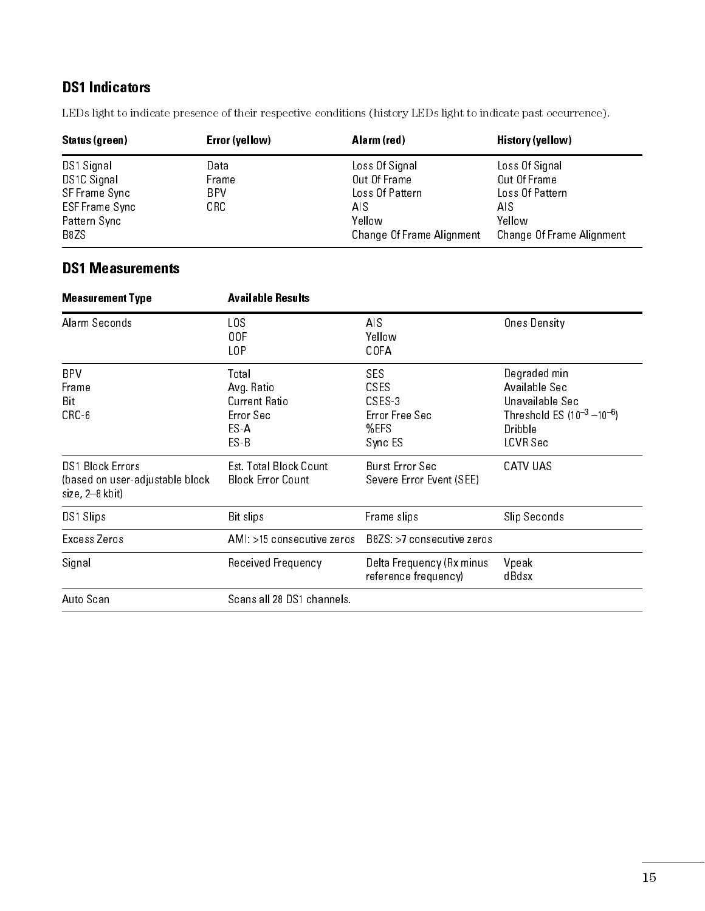## DS1 Indicators

LEDs light to indicate presence of their respective conditions (history LEDs light to indicate past occurrence).

| Status (green) | Error (yellow) | Alarm (red) | History (yellow) |
|---|---|---|---|
| DS1 Signal | Data | Loss Of Signal | Loss Of Signal |
| DS1C Signal | Frame | Out Of Frame | Out Of Frame |
| SF Frame Sync | BPV | Loss Of Pattern | Loss Of Pattern |
| ESF Frame Sync | CRC | AIS | AIS |
| Pattern Sync | | Yellow | Yellow |
| B8ZS | | Change Of Frame Alignment | Change Of Frame Alignment |

## DS1 Measurements

| Measurement Type | Available Results | | |
|---|---|---|---|
| Alarm Seconds | LOS<br>OOF<br>LOP | AIS<br>Yellow<br>COFA | Ones Density |
| BPV<br>Frame<br>Bit<br>CRC-6 | Total<br>Avg. Ratio<br>Current Ratio<br>Error Sec<br>ES-A<br>ES-B | SES<br>CSES<br>CSES-3<br>Error Free Sec<br>%EFS<br>Sync ES | Degraded min<br>Available Sec<br>Unavailable Sec<br>Threshold ES ($10^{-3}$ –$10^{-6}$)<br>Dribble<br>LCVR Sec |
| DS1 Block Errors (based on user-adjustable block size, 2–8 kbit) | Est. Total Block Count<br>Block Error Count | Burst Error Sec<br>Severe Error Event (SEE) | CATV UAS |
| DS1 Slips | Bit slips | Frame slips | Slip Seconds |
| Excess Zeros | AMI: >15 consecutive zeros | B8ZS: >7 consecutive zeros | |
| Signal | Received Frequency | Delta Frequency (Rx minus reference frequency) | Vpeak<br>dBdsx |
| Auto Scan | Scans all 28 DS1 channels. | | |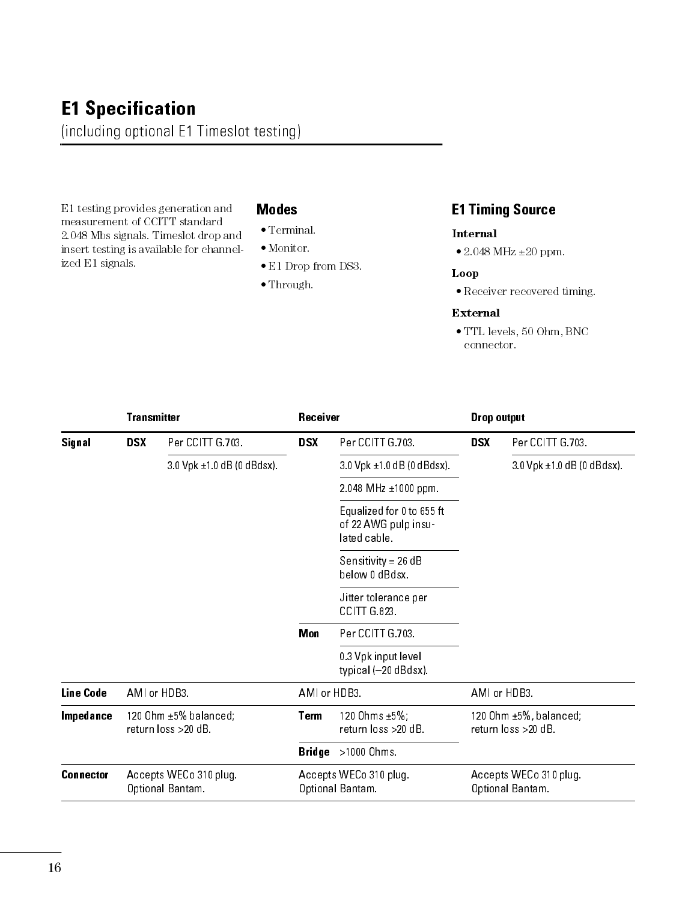# E1 Specification

(including optional E1 Timeslot testing)

E1 testing provides generation and measurement of CCITT standard 2.048 Mbs signals. Timeslot drop and insert testing is available for channelized E1 signals.

## Modes

- Terminal.
- Monitor.
- E1 Drop from DS3.
- Through.

## E1 Timing Source

**Internal**

- 2.048 MHz ±20 ppm.

**Loop**

- Receiver recovered timing.

**External**

- TTL levels, 50 Ohm, BNC connector.

| | Transmitter | | Receiver | | Drop output | |
|---|---|---|---|---|---|---|
| **Signal** | **DSX** | Per CCITT G.703. | **DSX** | Per CCITT G.703. | **DSX** | Per CCITT G.703. |
| | | 3.0 Vpk ±1.0 dB (0 dBdsx). | | 3.0 Vpk ±1.0 dB (0 dBdsx). | | 3.0 Vpk ±1.0 dB (0 dBdsx). |
| | | | | 2.048 MHz ±1000 ppm. | | |
| | | | | Equalized for 0 to 655 ft of 22 AWG pulp insulated cable. | | |
| | | | | Sensitivity = 26 dB below 0 dBdsx. | | |
| | | | | Jitter tolerance per CCITT G.823. | | |
| | | | **Mon** | Per CCITT G.703. | | |
| | | | | 0.3 Vpk input level typical (–20 dBdsx). | | |
| **Line Code** | AMI or HDB3. | | AMI or HDB3. | | AMI or HDB3. | |
| **Impedance** | 120 Ohm ±5% balanced; return loss >20 dB. | | **Term** | 120 Ohms ±5%; return loss >20 dB. | 120 Ohm ±5%, balanced; return loss >20 dB. | |
| | | | **Bridge** | >1000 Ohms. | | |
| **Connector** | Accepts WECo 310 plug. Optional Bantam. | | Accepts WECo 310 plug. Optional Bantam. | | Accepts WECo 310 plug. Optional Bantam. | |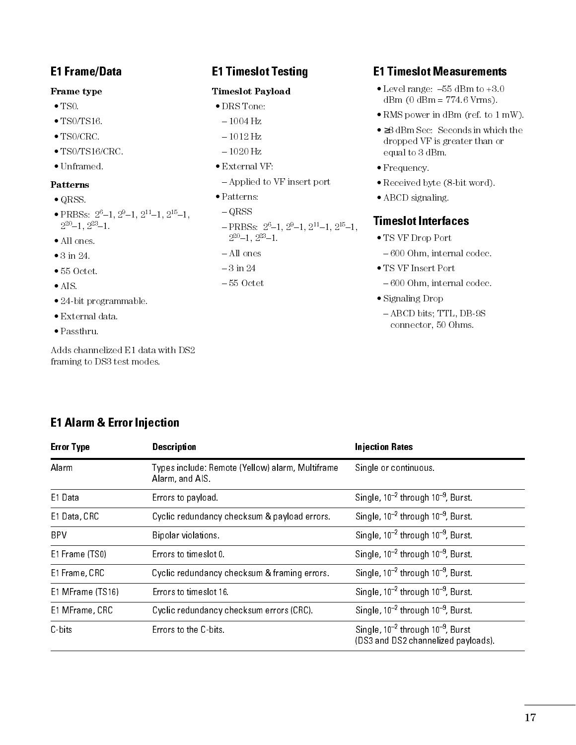## E1 Frame/Data

**Frame type**

- TS0.
- TS0/TS16.
- TS0/CRC.
- TS0/TS16/CRC.
- Unframed.

**Patterns**

- QRSS.
- PRBSs: $2^6$–1, $2^9$–1, $2^{11}$–1, $2^{15}$–1, $2^{20}$–1, $2^{23}$–1.
- All ones.
- 3 in 24.
- 55 Octet.
- AIS.
- 24-bit programmable.
- External data.
- Passthru.

Adds channelized E1 data with DS2 framing to DS3 test modes.

## E1 Timeslot Testing

**Timeslot Payload**

- DRS Tone:
  - 1004 Hz
  - 1012 Hz
  - 1020 Hz
- External VF:
  - Applied to VF insert port
- Patterns:
  - QRSS
  - PRBSs: $2^6$–1, $2^9$–1, $2^{11}$–1, $2^{15}$–1, $2^{20}$–1, $2^{23}$–1.
  - All ones
  - 3 in 24
  - 55 Octet

## E1 Timeslot Measurements

- Level range: –55 dBm to +3.0 dBm (0 dBm = 774.6 Vrms).
- RMS power in dBm (ref. to 1 mW).
- ≥3 dBm Sec: Seconds in which the dropped VF is greater than or equal to 3 dBm.
- Frequency.
- Received byte (8-bit word).
- ABCD signaling.

## Timeslot Interfaces

- TS VF Drop Port
  - 600 Ohm, internal codec.
- TS VF Insert Port
  - 600 Ohm, internal codec.
- Signaling Drop
  - ABCD bits; TTL, DB-9S connector, 50 Ohms.

## E1 Alarm & Error Injection

| Error Type | Description | Injection Rates |
|---|---|---|
| Alarm | Types include: Remote (Yellow) alarm, Multiframe Alarm, and AIS. | Single or continuous. |
| E1 Data | Errors to payload. | Single, $10^{-2}$ through $10^{-9}$, Burst. |
| E1 Data, CRC | Cyclic redundancy checksum & payload errors. | Single, $10^{-2}$ through $10^{-9}$, Burst. |
| BPV | Bipolar violations. | Single, $10^{-2}$ through $10^{-9}$, Burst. |
| E1 Frame (TS0) | Errors to timeslot 0. | Single, $10^{-2}$ through $10^{-9}$, Burst. |
| E1 Frame, CRC | Cyclic redundancy checksum & framing errors. | Single, $10^{-2}$ through $10^{-9}$, Burst. |
| E1 MFrame (TS16) | Errors to timeslot 16. | Single, $10^{-2}$ through $10^{-9}$, Burst. |
| E1 MFrame, CRC | Cyclic redundancy checksum errors (CRC). | Single, $10^{-2}$ through $10^{-9}$, Burst. |
| C-bits | Errors to the C-bits. | Single, $10^{-2}$ through $10^{-9}$, Burst (DS3 and DS2 channelized payloads). |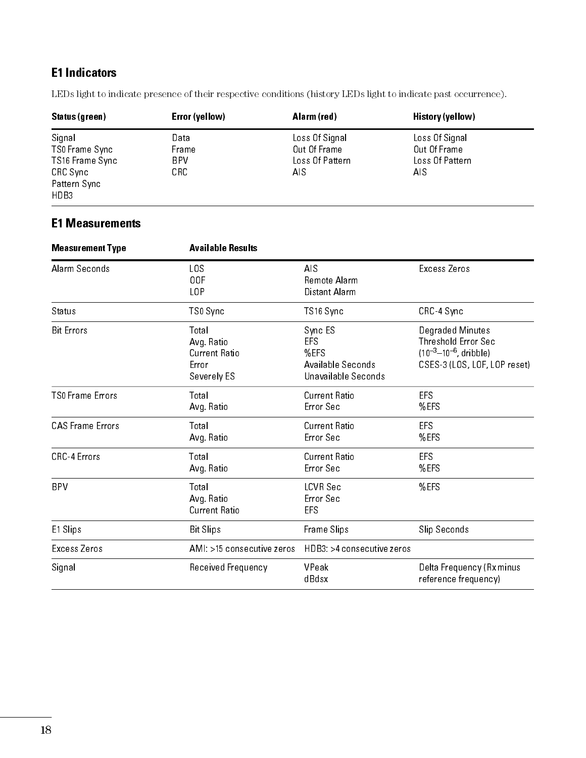## E1 Indicators

LEDs light to indicate presence of their respective conditions (history LEDs light to indicate past occurrence).

| Status (green) | Error (yellow) | Alarm (red) | History (yellow) |
|---|---|---|---|
| Signal<br>TS0 Frame Sync<br>TS16 Frame Sync<br>CRC Sync<br>Pattern Sync<br>HDB3 | Data<br>Frame<br>BPV<br>CRC | Loss Of Signal<br>Out Of Frame<br>Loss Of Pattern<br>AIS | Loss Of Signal<br>Out Of Frame<br>Loss Of Pattern<br>AIS |

## E1 Measurements

| Measurement Type | Available Results | | |
|---|---|---|---|
| Alarm Seconds | LOS<br>OOF<br>LOP | AIS<br>Remote Alarm<br>Distant Alarm | Excess Zeros |
| Status | TS0 Sync | TS16 Sync | CRC-4 Sync |
| Bit Errors | Total<br>Avg. Ratio<br>Current Ratio<br>Error<br>Severely ES | Sync ES<br>EFS<br>%EFS<br>Available Seconds<br>Unavailable Seconds | Degraded Minutes<br>Threshold Error Sec<br>($10^{-3}$–$10^{-6}$, dribble)<br>CSES-3 (LOS, LOF, LOP reset) |
| TS0 Frame Errors | Total<br>Avg. Ratio | Current Ratio<br>Error Sec | EFS<br>%EFS |
| CAS Frame Errors | Total<br>Avg. Ratio | Current Ratio<br>Error Sec | EFS<br>%EFS |
| CRC-4 Errors | Total<br>Avg. Ratio | Current Ratio<br>Error Sec | EFS<br>%EFS |
| BPV | Total<br>Avg. Ratio<br>Current Ratio | LCVR Sec<br>Error Sec<br>EFS | %EFS |
| E1 Slips | Bit Slips | Frame Slips | Slip Seconds |
| Excess Zeros | AMI: >15 consecutive zeros | HDB3: >4 consecutive zeros | |
| Signal | Received Frequency | VPeak<br>dBdsx | Delta Frequency (Rx minus reference frequency) |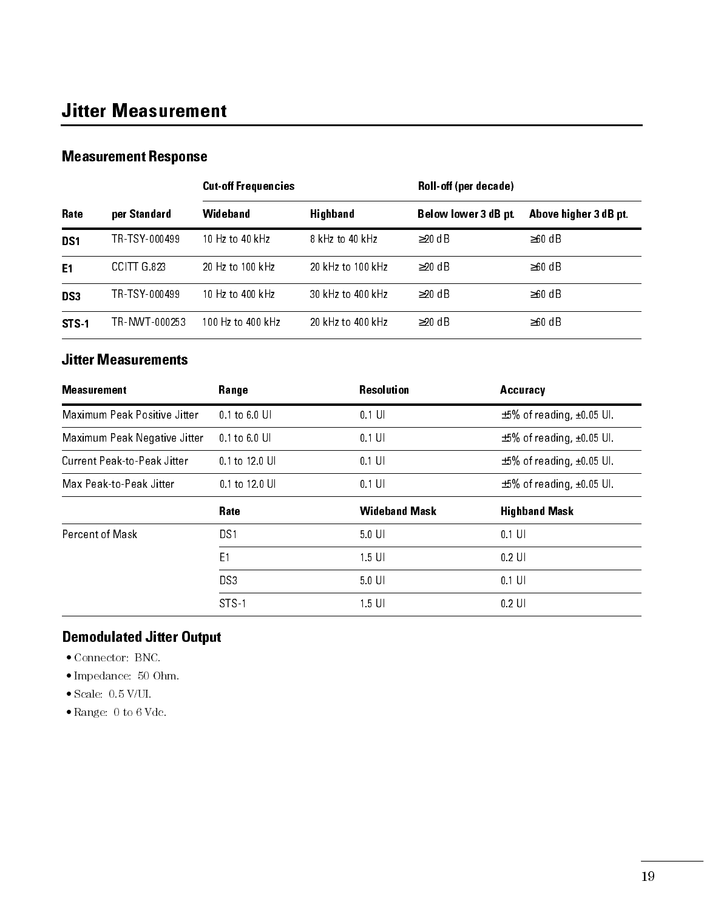# Jitter Measurement

## Measurement Response

| | | Cut-off Frequencies | | Roll-off (per decade) | |
|---|---|---|---|---|---|
| **Rate** | **per Standard** | **Wideband** | **Highband** | **Below lower 3 dB pt.** | **Above higher 3 dB pt.** |
| **DS1** | TR-TSY-000499 | 10 Hz to 40 kHz | 8 kHz to 40 kHz | ≥20 dB | ≥60 dB |
| **E1** | CCITT G.823 | 20 Hz to 100 kHz | 20 kHz to 100 kHz | ≥20 dB | ≥60 dB |
| **DS3** | TR-TSY-000499 | 10 Hz to 400 kHz | 30 kHz to 400 kHz | ≥20 dB | ≥60 dB |
| **STS-1** | TR-NWT-000253 | 100 Hz to 400 kHz | 20 kHz to 400 kHz | ≥20 dB | ≥60 dB |

## Jitter Measurements

| Measurement | Range | Resolution | Accuracy |
|---|---|---|---|
| Maximum Peak Positive Jitter | 0.1 to 6.0 UI | 0.1 UI | ±5% of reading, ±0.05 UI. |
| Maximum Peak Negative Jitter | 0.1 to 6.0 UI | 0.1 UI | ±5% of reading, ±0.05 UI. |
| Current Peak-to-Peak Jitter | 0.1 to 12.0 UI | 0.1 UI | ±5% of reading, ±0.05 UI. |
| Max Peak-to-Peak Jitter | 0.1 to 12.0 UI | 0.1 UI | ±5% of reading, ±0.05 UI. |
| | **Rate** | **Wideband Mask** | **Highband Mask** |
| Percent of Mask | DS1 | 5.0 UI | 0.1 UI |
| | E1 | 1.5 UI | 0.2 UI |
| | DS3 | 5.0 UI | 0.1 UI |
| | STS-1 | 1.5 UI | 0.2 UI |

## Demodulated Jitter Output

- Connector: BNC.
- Impedance: 50 Ohm.
- Scale: 0.5 V/UI.
- Range: 0 to 6 Vdc.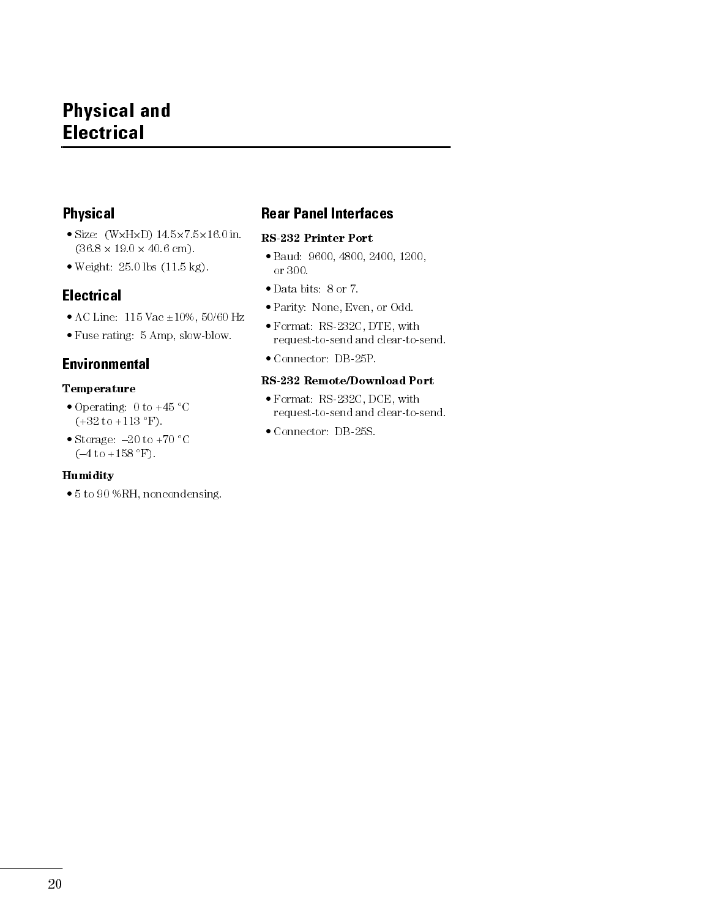# Physical and Electrical

## Physical

- Size: (W×H×D) 14.5×7.5×16.0 in. (36.8 × 19.0 × 40.6 cm).
- Weight: 25.0 lbs (11.5 kg).

## Electrical

- AC Line: 115 Vac ±10%, 50/60 Hz
- Fuse rating: 5 Amp, slow-blow.

## Environmental

### Temperature

- Operating: 0 to +45 °C (+32 to +113 °F).
- Storage: –20 to +70 °C (–4 to +158 °F).

### Humidity

- 5 to 90 %RH, noncondensing.

## Rear Panel Interfaces

### RS-232 Printer Port

- Baud: 9600, 4800, 2400, 1200, or 300.
- Data bits: 8 or 7.
- Parity: None, Even, or Odd.
- Format: RS-232C, DTE, with request-to-send and clear-to-send.
- Connector: DB-25P.

### RS-232 Remote/Download Port

- Format: RS-232C, DCE, with request-to-send and clear-to-send.
- Connector: DB-25S.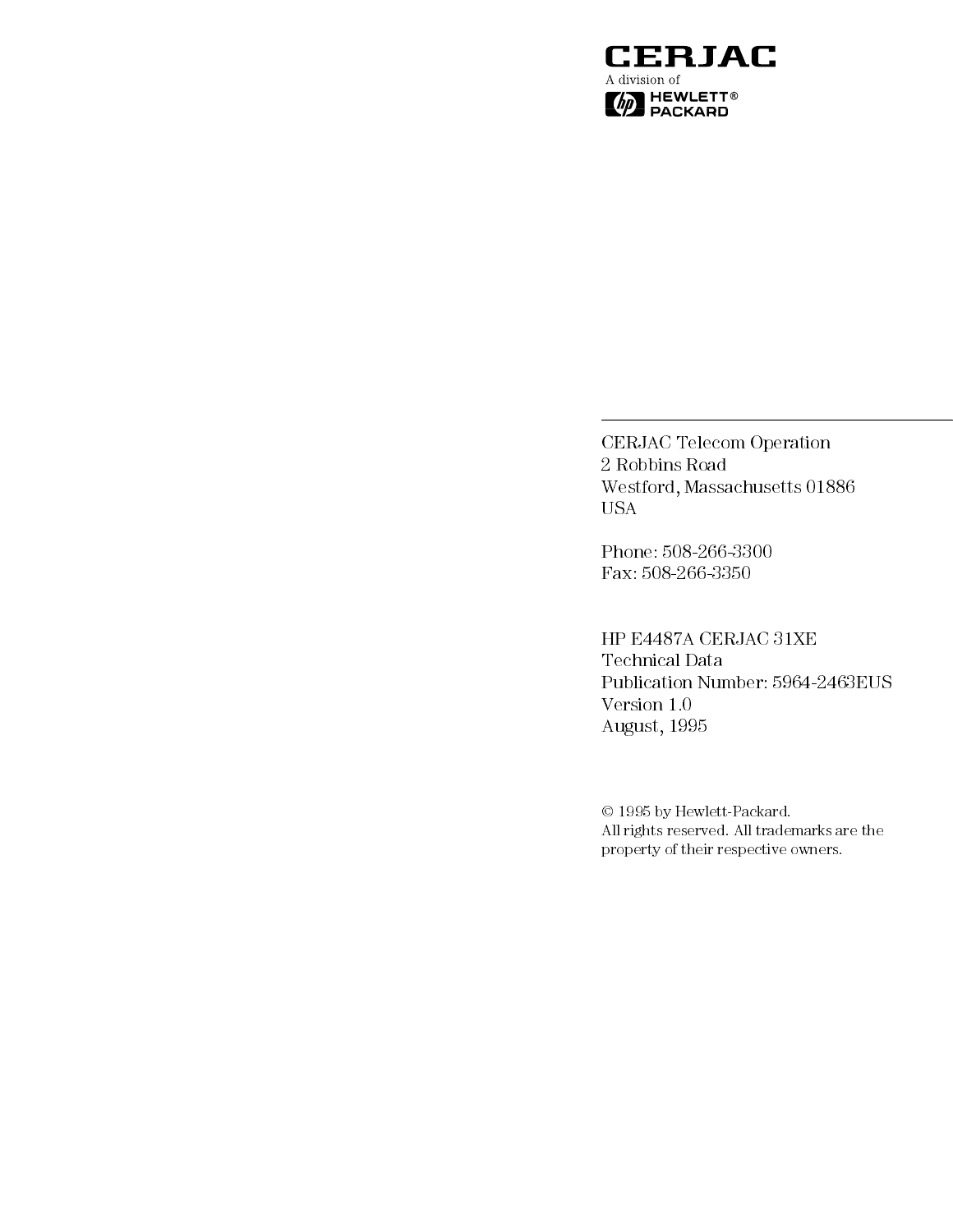**CERJAC**

A division of

HEWLETT® PACKARD

---

CERJAC Telecom Operation
2 Robbins Road
Westford, Massachusetts 01886
USA

Phone: 508-266-3300
Fax: 508-266-3350

HP E4487A CERJAC 31XE
Technical Data
Publication Number: 5964-2463EUS
Version 1.0
August, 1995

© 1995 by Hewlett-Packard.
All rights reserved. All trademarks are the property of their respective owners.